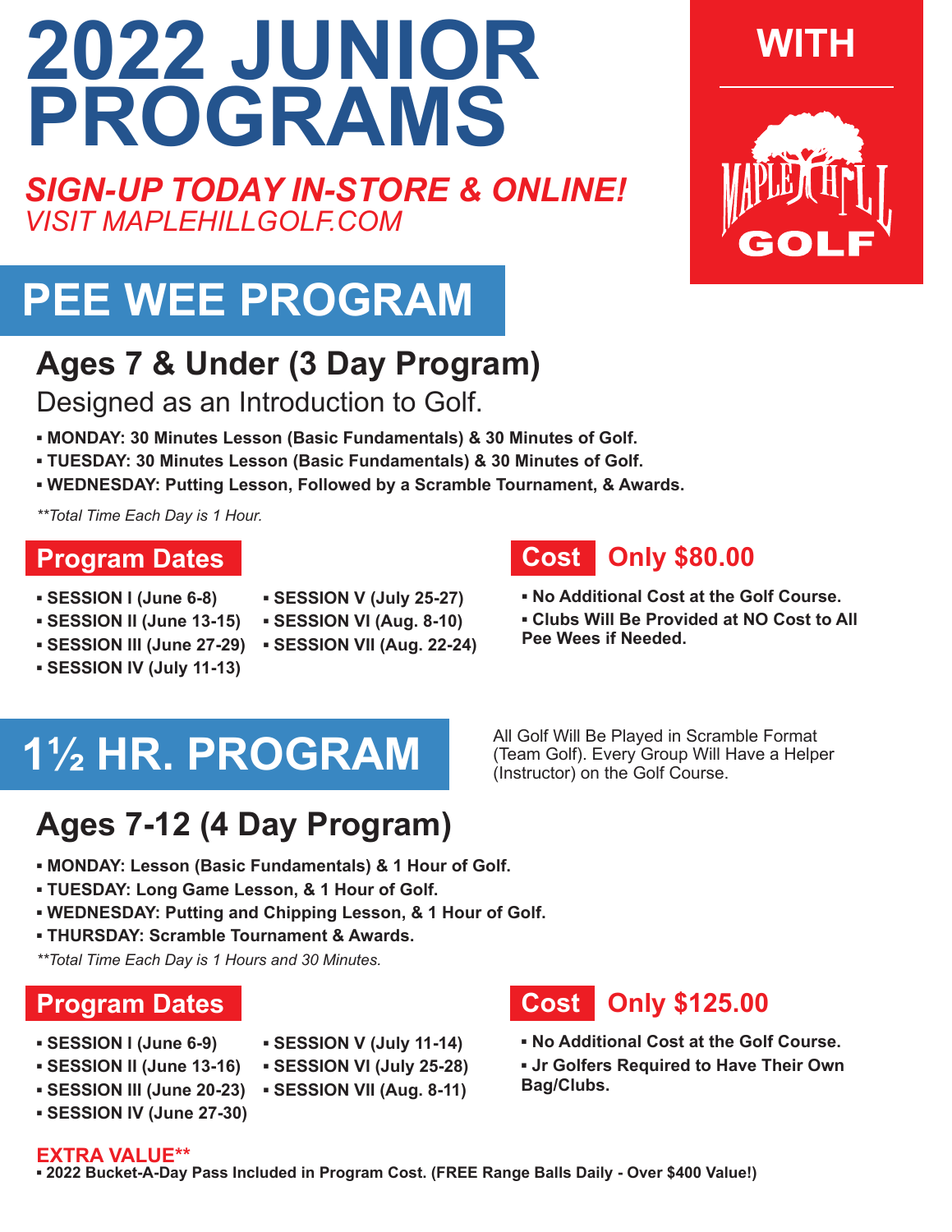# 2022 JUNIOR PROGRAMS

**WITH**

**MAPLE HILL GOLF**

***SIGN-UP TODAY IN-STORE & ONLINE!***
*VISIT MAPLEHILLGOLF.COM*

## PEE WEE PROGRAM

### Ages 7 & Under (3 Day Program)

Designed as an Introduction to Golf.

- **MONDAY: 30 Minutes Lesson (Basic Fundamentals) & 30 Minutes of Golf.**
- **TUESDAY: 30 Minutes Lesson (Basic Fundamentals) & 30 Minutes of Golf.**
- **WEDNESDAY: Putting Lesson, Followed by a Scramble Tournament, & Awards.**

*\*\*Total Time Each Day is 1 Hour.*

#### Program Dates

- **SESSION I (June 6-8)**
- **SESSION II (June 13-15)**
- **SESSION III (June 27-29)**
- **SESSION IV (July 11-13)**
- **SESSION V (July 25-27)**
- **SESSION VI (Aug. 8-10)**
- **SESSION VII (Aug. 22-24)**

#### Cost Only $80.00

- **No Additional Cost at the Golf Course.**
- **Clubs Will Be Provided at NO Cost to All Pee Wees if Needed.**

## 1½ HR. PROGRAM

All Golf Will Be Played in Scramble Format (Team Golf). Every Group Will Have a Helper (Instructor) on the Golf Course.

### Ages 7-12 (4 Day Program)

- **MONDAY: Lesson (Basic Fundamentals) & 1 Hour of Golf.**
- **TUESDAY: Long Game Lesson, & 1 Hour of Golf.**
- **WEDNESDAY: Putting and Chipping Lesson, & 1 Hour of Golf.**
- **THURSDAY: Scramble Tournament & Awards.**

*\*\*Total Time Each Day is 1 Hours and 30 Minutes.*

#### Program Dates

- **SESSION I (June 6-9)**
- **SESSION II (June 13-16)**
- **SESSION III (June 20-23)**
- **SESSION IV (June 27-30)**
- **SESSION V (July 11-14)**
- **SESSION VI (July 25-28)**
- **SESSION VII (Aug. 8-11)**

#### Cost Only $125.00

- **No Additional Cost at the Golf Course.**
- **Jr Golfers Required to Have Their Own Bag/Clubs.**

**EXTRA VALUE\*\***

- **2022 Bucket-A-Day Pass Included in Program Cost. (FREE Range Balls Daily - Over $400 Value!)**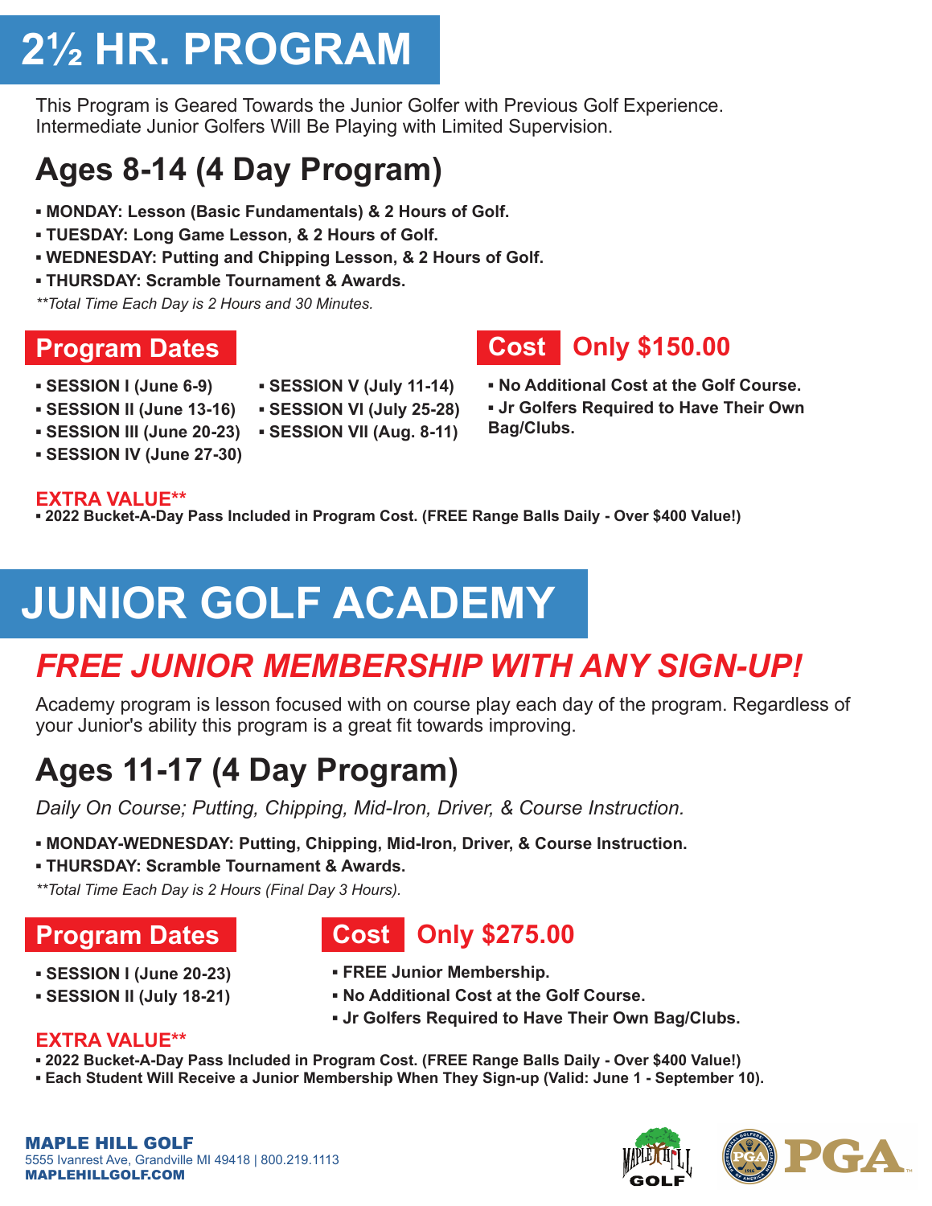# 2½ HR. PROGRAM

This Program is Geared Towards the Junior Golfer with Previous Golf Experience.
Intermediate Junior Golfers Will Be Playing with Limited Supervision.

## Ages 8-14 (4 Day Program)

- **MONDAY: Lesson (Basic Fundamentals) & 2 Hours of Golf.**
- **TUESDAY: Long Game Lesson, & 2 Hours of Golf.**
- **WEDNESDAY: Putting and Chipping Lesson, & 2 Hours of Golf.**
- **THURSDAY: Scramble Tournament & Awards.**

*\*\*Total Time Each Day is 2 Hours and 30 Minutes.*

### Program Dates

- **SESSION I (June 6-9)**
- **SESSION II (June 13-16)**
- **SESSION III (June 20-23)**
- **SESSION IV (June 27-30)**
- **SESSION V (July 11-14)**
- **SESSION VI (July 25-28)**
- **SESSION VII (Aug. 8-11)**

### Cost Only $150.00

- **No Additional Cost at the Golf Course.**
- **Jr Golfers Required to Have Their Own Bag/Clubs.**

**EXTRA VALUE\*\***

- **2022 Bucket-A-Day Pass Included in Program Cost. (FREE Range Balls Daily - Over $400 Value!)**

# JUNIOR GOLF ACADEMY

## *FREE JUNIOR MEMBERSHIP WITH ANY SIGN-UP!*

Academy program is lesson focused with on course play each day of the program. Regardless of your Junior's ability this program is a great fit towards improving.

## Ages 11-17 (4 Day Program)

*Daily On Course; Putting, Chipping, Mid-Iron, Driver, & Course Instruction.*

- **MONDAY-WEDNESDAY: Putting, Chipping, Mid-Iron, Driver, & Course Instruction.**
- **THURSDAY: Scramble Tournament & Awards.**

*\*\*Total Time Each Day is 2 Hours (Final Day 3 Hours).*

### Program Dates

- **SESSION I (June 20-23)**
- **SESSION II (July 18-21)**

### Cost Only $275.00

- **FREE Junior Membership.**
- **No Additional Cost at the Golf Course.**
- **Jr Golfers Required to Have Their Own Bag/Clubs.**

**EXTRA VALUE\*\***

- **2022 Bucket-A-Day Pass Included in Program Cost. (FREE Range Balls Daily - Over $400 Value!)**
- **Each Student Will Receive a Junior Membership When They Sign-up (Valid: June 1 - September 10).**

**MAPLE HILL GOLF**
5555 Ivanrest Ave, Grandville MI 49418 | 800.219.1113
**MAPLEHILLGOLF.COM**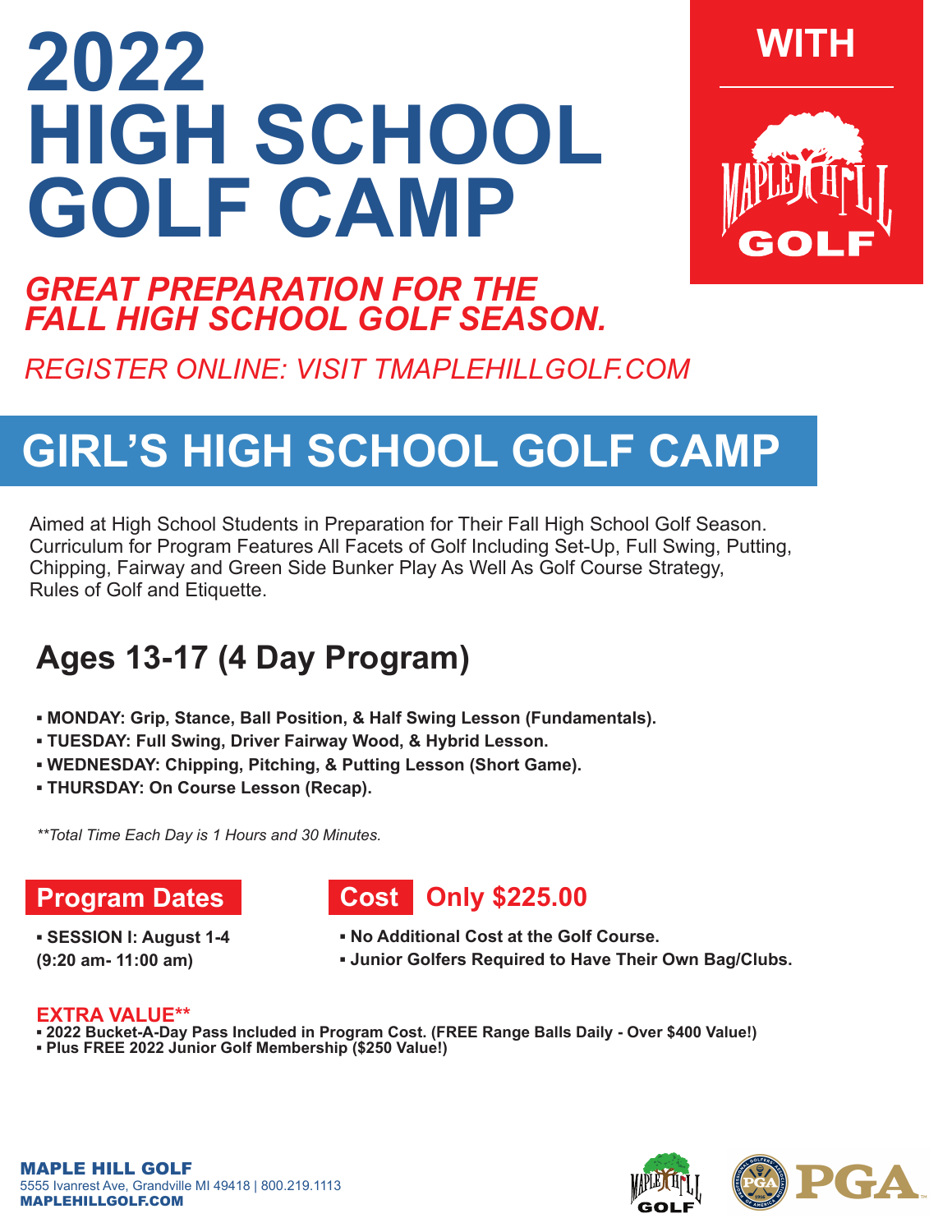# 2022 HIGH SCHOOL GOLF CAMP

WITH

MAPLE HILL GOLF

***GREAT PREPARATION FOR THE FALL HIGH SCHOOL GOLF SEASON.***

*REGISTER ONLINE: VISIT TMAPLEHILLGOLF.COM*

## GIRL'S HIGH SCHOOL GOLF CAMP

Aimed at High School Students in Preparation for Their Fall High School Golf Season. Curriculum for Program Features All Facets of Golf Including Set-Up, Full Swing, Putting, Chipping, Fairway and Green Side Bunker Play As Well As Golf Course Strategy, Rules of Golf and Etiquette.

### Ages 13-17 (4 Day Program)

- **MONDAY: Grip, Stance, Ball Position, & Half Swing Lesson (Fundamentals).**
- **TUESDAY: Full Swing, Driver Fairway Wood, & Hybrid Lesson.**
- **WEDNESDAY: Chipping, Pitching, & Putting Lesson (Short Game).**
- **THURSDAY: On Course Lesson (Recap).**

*\*\*Total Time Each Day is 1 Hours and 30 Minutes.*

### Program Dates

- **SESSION I: August 1-4 (9:20 am- 11:00 am)**

### Cost Only $225.00

- **No Additional Cost at the Golf Course.**
- **Junior Golfers Required to Have Their Own Bag/Clubs.**

**EXTRA VALUE\*\***

- **2022 Bucket-A-Day Pass Included in Program Cost. (FREE Range Balls Daily - Over $400 Value!)**
- **Plus FREE 2022 Junior Golf Membership ($250 Value!)**

**MAPLE HILL GOLF**
5555 Ivanrest Ave, Grandville MI 49418 | 800.219.1113
**MAPLEHILLGOLF.COM**